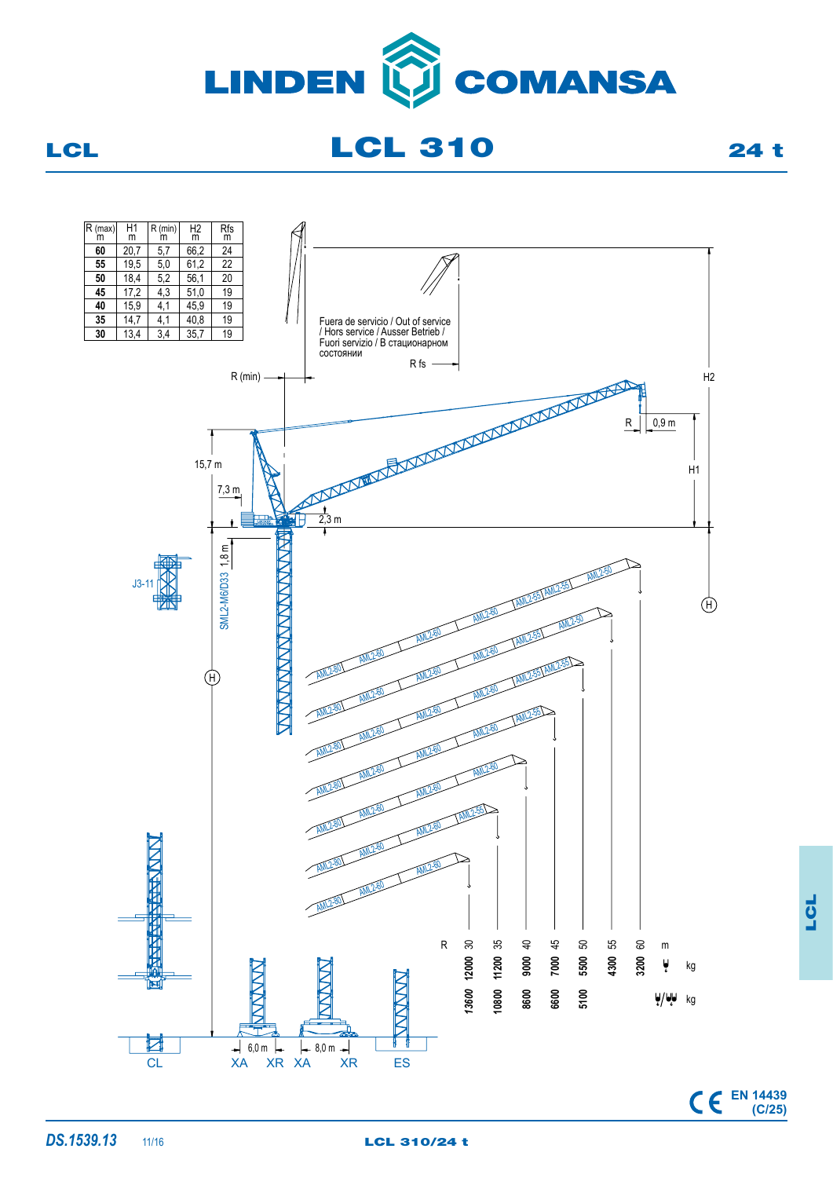# LINDEN COMANSA

## LCL 310

**LCL** — **24 t**

| R (max) m | H1 m | R (min) m | H2 m | Rfs m |
|---|---|---|---|---|
| **60** | 20,7 | 5,7 | 66,2 | 24 |
| **55** | 19,5 | 5,0 | 61,2 | 22 |
| **50** | 18,4 | 5,2 | 56,1 | 20 |
| **45** | 17,2 | 4,3 | 51,0 | 19 |
| **40** | 15,9 | 4,1 | 45,9 | 19 |
| **35** | 14,7 | 4,1 | 40,8 | 19 |
| **30** | 13,4 | 3,4 | 35,7 | 19 |

Fuera de servicio / Out of service / Hors service / Ausser Betrieb / Fuori servizio / В стационарном состоянии

R fs

R (min)

H2

R — 0,9 m

H1

15,7 m

7,3 m

2,3 m

1,8 m

SML2-M6/D33

J3-11

H

AML2-80, AML2-60, AML2-55, AML2-50

| R | 30 | 35 | 40 | 45 | 50 | 55 | 60 | m |
|---|---|---|---|---|---|---|---|---|
| (single) | 12000 | 11200 | 9000 | 7000 | 5500 | 4300 | 3200 | kg |
| (double) | *13600* | 10800 | 8600 | 6600 | 5100 | | | kg |

6,0 m — 8,0 m

CL — XA — XR — XA — XR — ES

CE EN 14439 (C/25)

*DS.1539.13* 11/16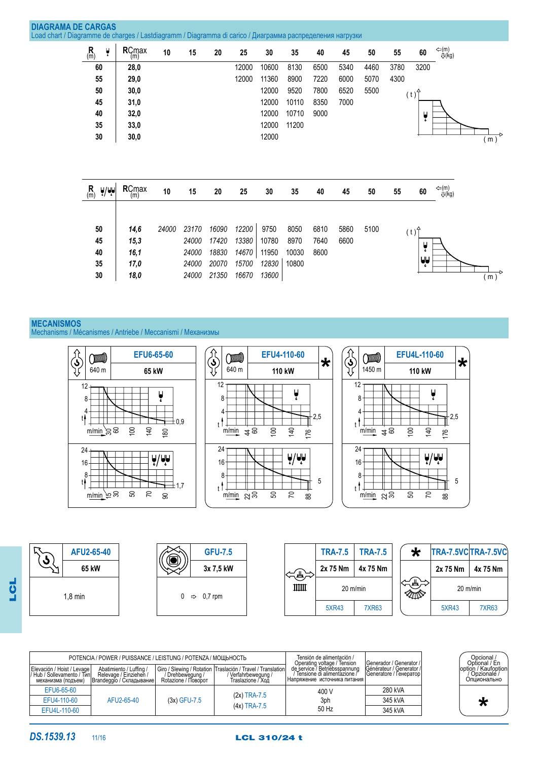## DIAGRAMA DE CARGAS
Load chart / Diagramme de charges / Lastdiagramm / Diagramma di carico / Диаграмма распределения нагрузки

| R (m) | RCmax (m) | 10 | 15 | 20 | 25 | 30 | 35 | 40 | 45 | 50 | 55 | 60 |
|---|---|---|---|---|---|---|---|---|---|---|---|---|
| 60 | 28,0 | | | | 12000 | 10600 | 8130 | 6500 | 5340 | 4460 | 3780 | 3200 |
| 55 | 29,0 | | | | 12000 | 11360 | 8900 | 7220 | 6000 | 5070 | 4300 | |
| 50 | 30,0 | | | | | 12000 | 9520 | 7800 | 6520 | 5500 | | |
| 45 | 31,0 | | | | | 12000 | 10110 | 8350 | 7000 | | | |
| 40 | 32,0 | | | | | 12000 | 10710 | 9000 | | | | |
| 35 | 33,0 | | | | | 12000 | 11200 | | | | | |
| 30 | 30,0 | | | | | 12000 | | | | | | |

⇦(m) ⇩(kg)

| R (m) | RCmax (m) | 10 | 15 | 20 | 25 | 30 | 35 | 40 | 45 | 50 | 55 | 60 |
|---|---|---|---|---|---|---|---|---|---|---|---|---|
| 50 | *14,6* | *24000* | *23170* | *16090* | *12200* | 9750 | 8050 | 6810 | 5860 | 5100 | | |
| 45 | *15,3* | | *24000* | *17420* | *13380* | 10780 | 8970 | 7640 | 6600 | | | |
| 40 | *16,1* | | *24000* | *18830* | *14670* | 11950 | 10030 | 8600 | | | | |
| 35 | *17,0* | | *24000* | *20070* | *15700* | *12830* | 10800 | | | | | |
| 30 | *18,0* | | *24000* | *21350* | *16670* | *13600* | | | | | | |

⇦(m) ⇩(kg)

## MECANISMOS
Mechanisms / Mécanismes / Antriebe / Meccanismi / Механизмы

| | EFU6-65-60 | EFU4-110-60 * | EFU4L-110-60 * |
|---|---|---|---|
| Cable | 640 m | 640 m | 1450 m |
| Power | 65 kW | 110 kW | 110 kW |
| Single line: t / m/min | 12 t – 30 m/min; 0,9 t – 180 m/min (30, 60, 100, 140, 180) | 12 t – 44 m/min; 2,5 t – 176 m/min (44, 60, 100, 140, 176) | 12 t – 44 m/min; 2,5 t – 176 m/min (44, 60, 100, 140, 176) |
| Double line: t / m/min | 24 t – 15 m/min; 1,7 t – 90 m/min (15, 30, 50, 70, 90) | 24 t – 22 m/min; 5 t – 88 m/min (22, 30, 50, 70, 88) | 24 t – 22 m/min; 5 t – 88 m/min (22, 30, 50, 70, 88) |

| AFU2-65-40 | GFU-7.5 |
|---|---|
| 65 kW | 3x 7,5 kW |
| 1,8 min | 0 ⇨ 0,7 rpm |

| TRA-7.5 | TRA-7.5 | * TRA-7.5VC | TRA-7.5VC |
|---|---|---|---|
| 2x 75 Nm | 4x 75 Nm | 2x 75 Nm | 4x 75 Nm |
| 20 m/min | | 20 m/min | |
| 5XR43 | 7XR63 | 5XR43 | 7XR63 |

| POTENCIA / POWER / PUISSANCE / LEISTUNG / POTENZA / МОЩЬНОСТЬ | | | | Tensión de alimentación / Operating voltage / Tension de service / Betriebsspannung / Tensione di alimentazione / Напряжение источника питания | Generador / Generator / Générateur / Generator / Generatore / Генератор |
|---|---|---|---|---|---|
| Elevación / Hoist / Levage / Hub / Sollevamento / Тип механизма (подъем) | Abatimiento / Luffing / Relevage / Einziehen / Brandeggio / Складывание | Giro / Slewing / Rotation / Drehbewegung / Rotazione / Поворот | Traslación / Travel / Translation / Verfahrbewegung / Traslazione / Ход | | |
| EFU6-65-60 | AFU2-65-40 | (3x) GFU-7.5 | (2x) TRA-7.5 | 400 V | 280 kVA |
| EFU4-110-60 | | | (4x) TRA-7.5 | 3ph | 345 kVA |
| EFU4L-110-60 | | | | 50 Hz | 345 kVA |

Opcional / Optional / En option / Kaufoption / Opzionale / Опционально: *

DS.1539.13 11/16 — LCL 310/24 t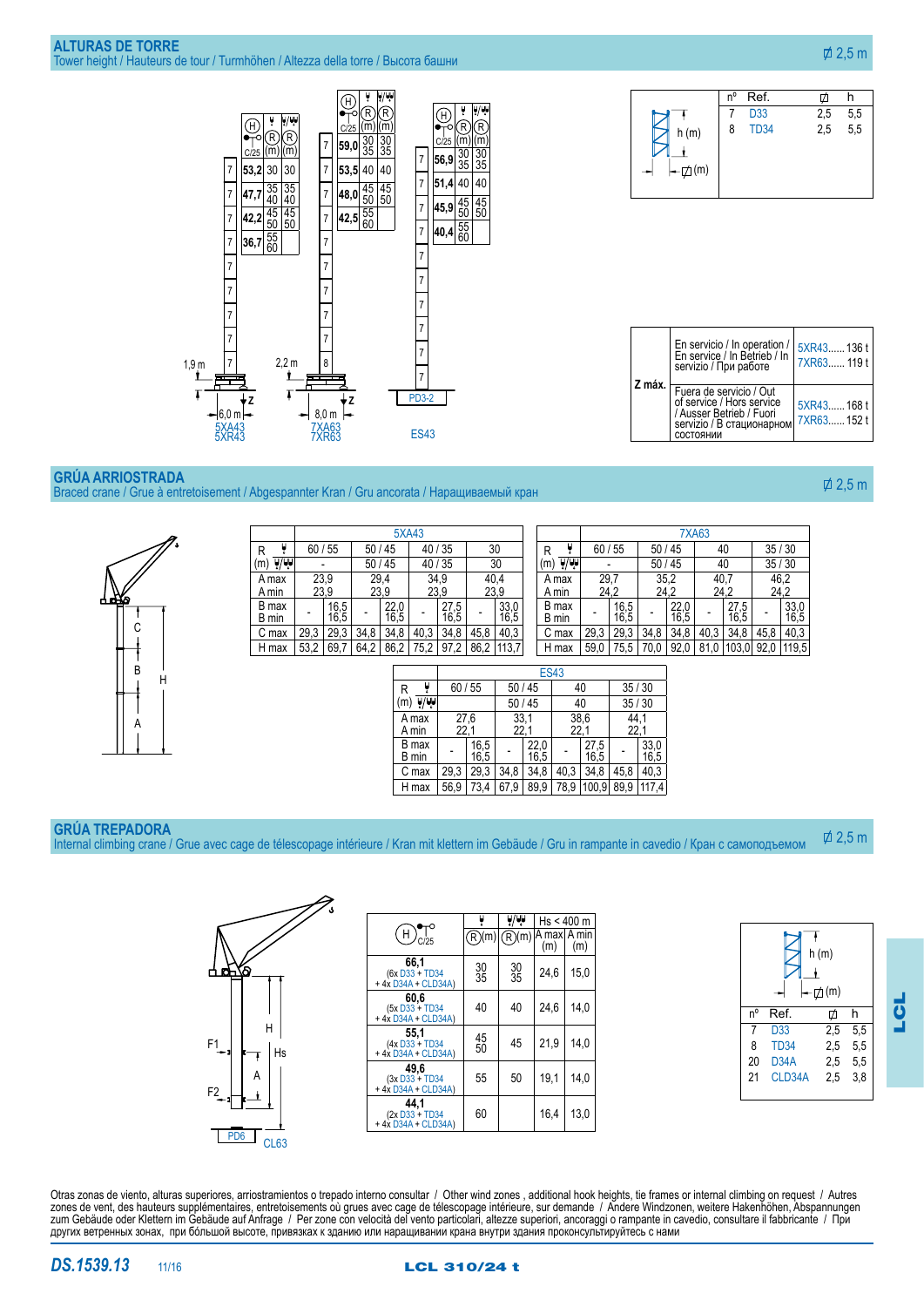## ALTURAS DE TORRE

Tower height / Hauteurs de tour / Turmhöhen / Altezza della torre / Высота башни

⌀ 2,5 m

**5XA43 / 5XR43**

| H (C/25) | R (m) | R (m) |
|---|---|---|
| 53,2 | 30 | 30 |
| 47,7 | 35 / 40 | 35 / 40 |
| 42,2 | 45 / 50 | 45 / 50 |
| 36,7 | 55 / 60 | |

1,9 m — 6,0 m — Z

**7XA63 / 7XR63**

| H (C/25) | R (m) | R (m) |
|---|---|---|
| 59,0 | 30 / 35 | 30 / 35 |
| 53,5 | 40 | 40 |
| 48,0 | 45 / 50 | 45 / 50 |
| 42,5 | 55 / 60 | |

2,2 m — 8,0 m — Z

**ES43** (PD3-2)

| H (C/25) | R (m) | R (m) |
|---|---|---|
| 56,9 | 30 / 35 | 30 / 35 |
| 51,4 | 40 | 40 |
| 45,9 | 45 / 50 | 45 / 50 |
| 40,4 | 55 / 60 | |

| nº | Ref. | ⌀ | h |
|---|---|---|---|
| 7 | D33 | 2,5 | 5,5 |
| 8 | TD34 | 2,5 | 5,5 |

| | | |
|---|---|---|
| **Z máx.** | En servicio / In operation / En service / In Betrieb / In servizio / При работе | 5XR43...... 136 t<br>7XR63...... 119 t |
| | Fuera de servicio / Out of service / Hors service / Ausser Betrieb / Fuori servizio / В стационарном состоянии | 5XR43...... 168 t<br>7XR63...... 152 t |

## GRÚA ARRIOSTRADA

Braced crane / Grue à entretoisement / Abgespannter Kran / Gru ancorata / Наращиваемый кран

⌀ 2,5 m

| 5XA43 | | | | | | | | |
|---|---|---|---|---|---|---|---|---|
| R (m) | 60 / 55 | | 50 / 45 | | 40 / 35 | | 30 | |
| | - | | 50 / 45 | | 40 / 35 | | 30 | |
| A max / A min | 23,9 / 23,9 | | 29,4 / 23,9 | | 34,9 / 23,9 | | 40,4 / 23,9 | |
| B max / B min | - | 16,5 / 16,5 | - | 22,0 / 16,5 | - | 27,5 / 16,5 | - | 33,0 / 16,5 |
| C max | 29,3 | 29,3 | 34,8 | 34,8 | 40,3 | 34,8 | 45,8 | 40,3 |
| H max | 53,2 | 69,7 | 64,2 | 86,2 | 75,2 | 97,2 | 86,2 | 113,7 |

| 7XA63 | | | | | | | | |
|---|---|---|---|---|---|---|---|---|
| R (m) | 60 / 55 | | 50 / 45 | | 40 | | 35 / 30 | |
| | - | | 50 / 45 | | 40 | | 35 / 30 | |
| A max / A min | 29,7 / 24,2 | | 35,2 / 24,2 | | 40,7 / 24,2 | | 46,2 / 24,2 | |
| B max / B min | - | 16,5 / 16,5 | - | 22,0 / 16,5 | - | 27,5 / 16,5 | - | 33,0 / 16,5 |
| C max | 29,3 | 29,3 | 34,8 | 34,8 | 40,3 | 34,8 | 45,8 | 40,3 |
| H max | 59,0 | 75,5 | 70,0 | 92,0 | 81,0 | 103,0 | 92,0 | 119,5 |

| ES43 | | | | | | | | |
|---|---|---|---|---|---|---|---|---|
| R (m) | 60 / 55 | | 50 / 45 | | 40 | | 35 / 30 | |
| | | | 50 / 45 | | 40 | | 35 / 30 | |
| A max / A min | 27,6 / 22,1 | | 33,1 / 22,1 | | 38,6 / 22,1 | | 44,1 / 22,1 | |
| B max / B min | - | 16,5 / 16,5 | - | 22,0 / 16,5 | - | 27,5 / 16,5 | - | 33,0 / 16,5 |
| C max | 29,3 | 29,3 | 34,8 | 34,8 | 40,3 | 34,8 | 45,8 | 40,3 |
| H max | 56,9 | 73,4 | 67,9 | 89,9 | 78,9 | 100,9 | 89,9 | 117,4 |

## GRÚA TREPADORA

Internal climbing crane / Grue avec cage de télescopage intérieure / Kran mit klettern im Gebäude / Gru in rampante in cavedio / Кран с самоподъемом

⌀ 2,5 m

| H (C/25) | R (m) | R (m) | A max (m) Hs < 400 m | A min (m) |
|---|---|---|---|---|
| **66,1** (6x D33 + TD34 + 4x D34A + CLD34A) | 30 / 35 | 30 / 35 | 24,6 | 15,0 |
| **60,6** (5x D33 + TD34 + 4x D34A + CLD34A) | 40 | 40 | 24,6 | 14,0 |
| **55,1** (4x D33 + TD34 + 4x D34A + CLD34A) | 45 / 50 | 45 | 21,9 | 14,0 |
| **49,6** (3x D33 + TD34 + 4x D34A + CLD34A) | 55 | 50 | 19,1 | 14,0 |
| **44,1** (2x D33 + TD34 + 4x D34A + CLD34A) | 60 | | 16,4 | 13,0 |

PD6 — CL63

| nº | Ref. | ⌀ | h |
|---|---|---|---|
| 7 | D33 | 2,5 | 5,5 |
| 8 | TD34 | 2,5 | 5,5 |
| 20 | D34A | 2,5 | 5,5 |
| 21 | CLD34A | 2,5 | 3,8 |

Otras zonas de viento, alturas superiores, arriostramientos o trepado interno consultar / Other wind zones , additional hook heights, tie frames or internal climbing on request / Autres zones de vent, des hauteurs supplémentaires, entretoisements où grues avec cage de télescopage intérieure, sur demande / Andere Windzonen, weitere Hakenhöhen, Abspannungen zum Gebäude oder Klettern im Gebäude auf Anfrage / Per zone con velocità del vento particolari, altezze superiori, ancoraggi o rampante in cavedio, consultare il fabbricante / При других ветренных зонах, при бóльшой высоте, привязках к зданию или наращивании крана внутри здания проконсультируйтесь с нами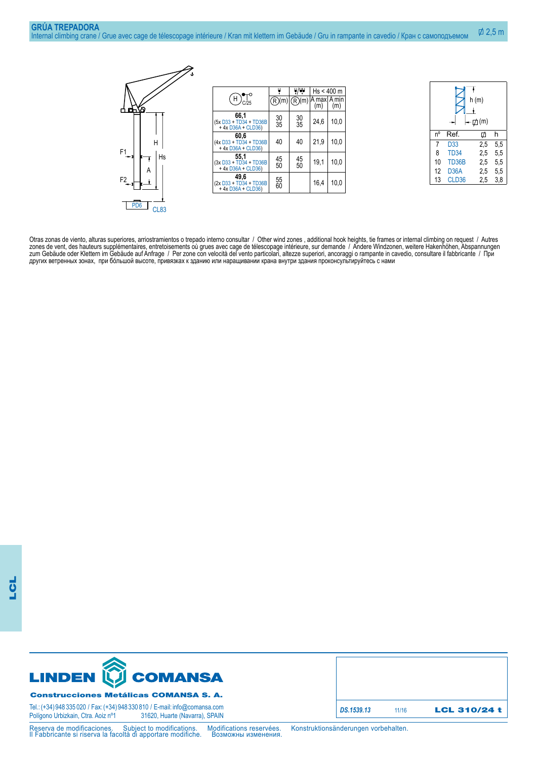## GRÚA TREPADORA

Internal climbing crane / Grue avec cage de télescopage intérieure / Kran mit klettern im Gebäude / Gru in rampante in cavedio / Кран с самоподъемом

∅ 2,5 m

F1

F2

H

Hs

A

PD6

CL83

| H C/25 | R (m) | R (m) | Hs < 400 m A max (m) | A min (m) |
|---|---|---|---|---|
| 66,1 (5x D33 + TD34 + TD36B + 4x D36A + CLD36) | 30 35 | 30 35 | 24,6 | 10,0 |
| 60,6 (4x D33 + TD34 + TD36B + 4x D36A + CLD36) | 40 | 40 | 21,9 | 10,0 |
| 55,1 (3x D33 + TD34 + TD36B + 4x D36A + CLD36) | 45 50 | 45 50 | 19,1 | 10,0 |
| 49,6 (2x D33 + TD34 + TD36B + 4x D36A + CLD36) | 55 60 | | 16,4 | 10,0 |

h (m)

∅ (m)

| nº | Ref. | ∅ | h |
|---|---|---|---|
| 7 | D33 | 2,5 | 5,5 |
| 8 | TD34 | 2,5 | 5,5 |
| 10 | TD36B | 2,5 | 5,5 |
| 12 | D36A | 2,5 | 5,5 |
| 13 | CLD36 | 2,5 | 3,8 |

Otras zonas de viento, alturas superiores, arriostramientos o trepado interno consultar / Other wind zones , additional hook heights, tie frames or internal climbing on request / Autres zones de vent, des hauteurs supplémentaires, entretoisements où grues avec cage de télescopage intérieure, sur demande / Andere Windzonen, weitere Hakenhöhen, Abspannungen zum Gebäude oder Klettern im Gebäude auf Anfrage / Per zone con velocità del vento particolari, altezze superiori, ancoraggi o rampante in cavedio, consultare il fabbricante / При других ветренных зонах, при бóльшой высоте, привязках к зданию или наращивании крана внутри здания проконсультируйтесь с нами

LCL

LINDEN COMANSA

Construcciones Metálicas COMANSA S. A.

Tel.: (+34) 948 335 020 / Fax: (+34) 948 330 810 / E-mail: info@comansa.com
Polígono Urbizkain, Ctra. Aoiz nº1 31620, Huarte (Navarra), SPAIN

DS.1539.13 11/16 **LCL 310/24 t**

Reserva de modificaciones. Subject to modifications. Modifications reservées. Konstruktionsänderungen vorbehalten.
Il Fabbricante si riserva la facoltà di apportare modifiche. Возможны изменения.